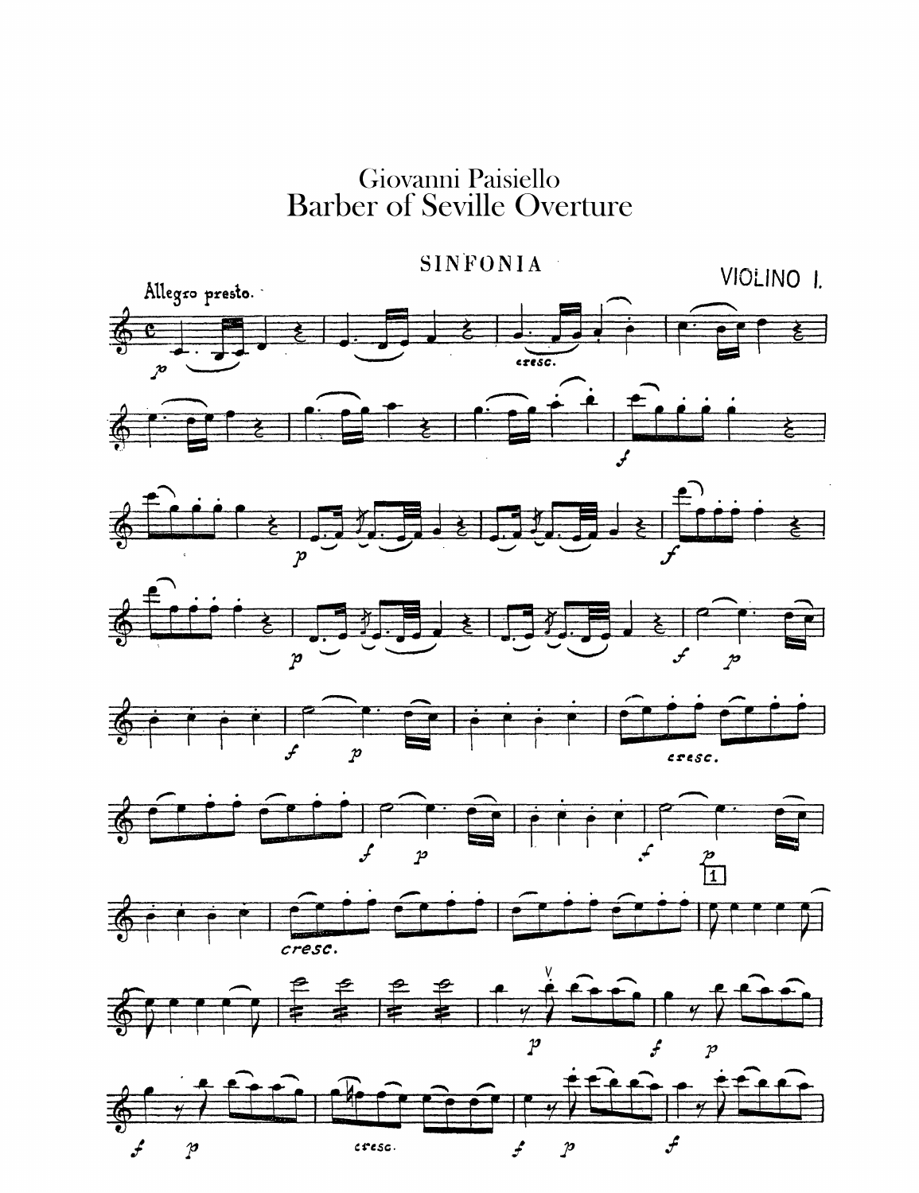Giovanni Paisiello

# Barber of Seville Overture

SINFONIA

VIOLINO I.

Allegro presto.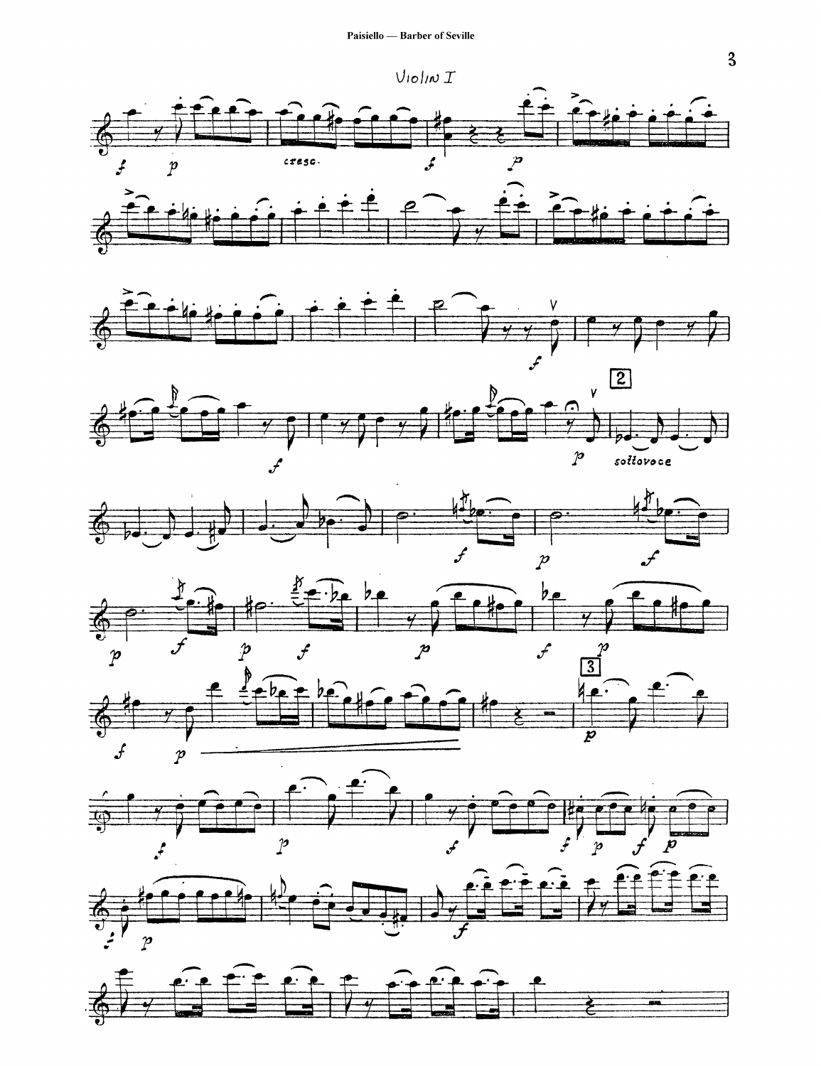## Violin I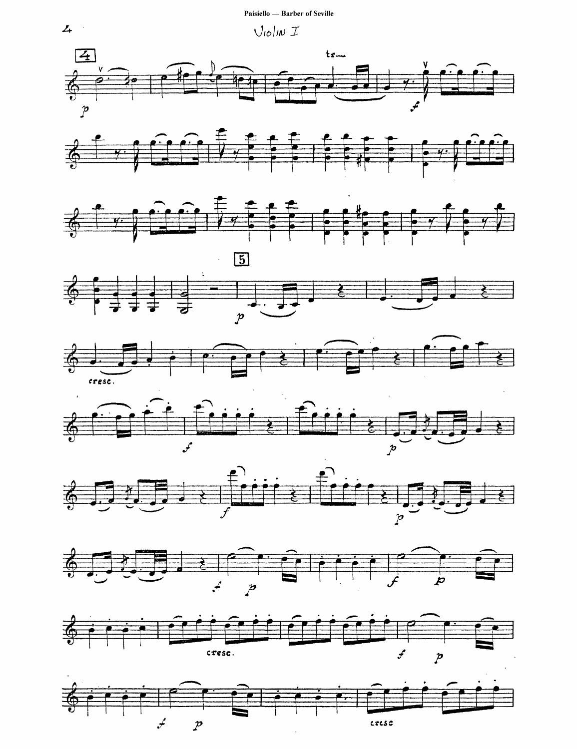Violin I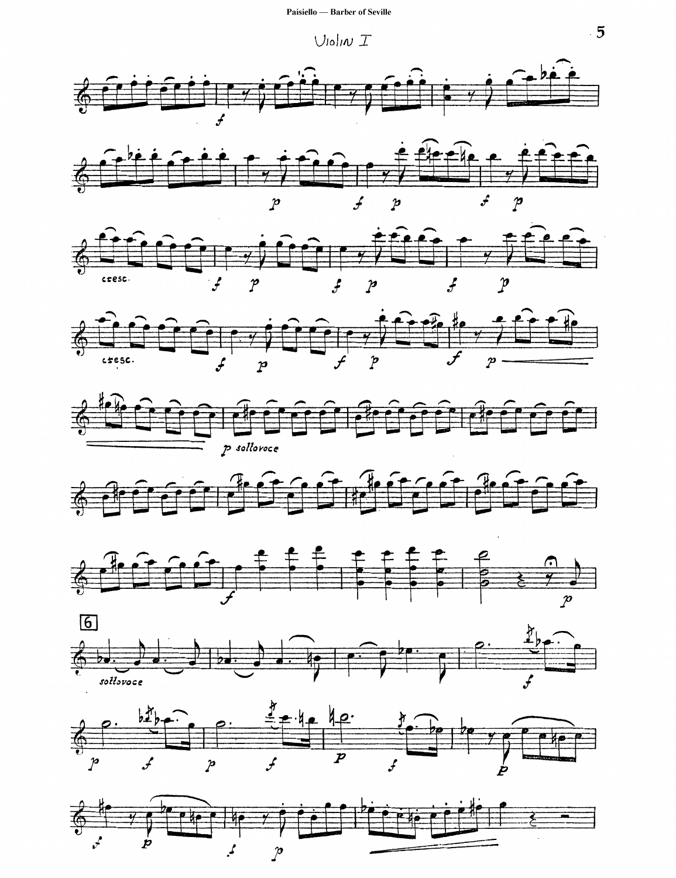Violin I

6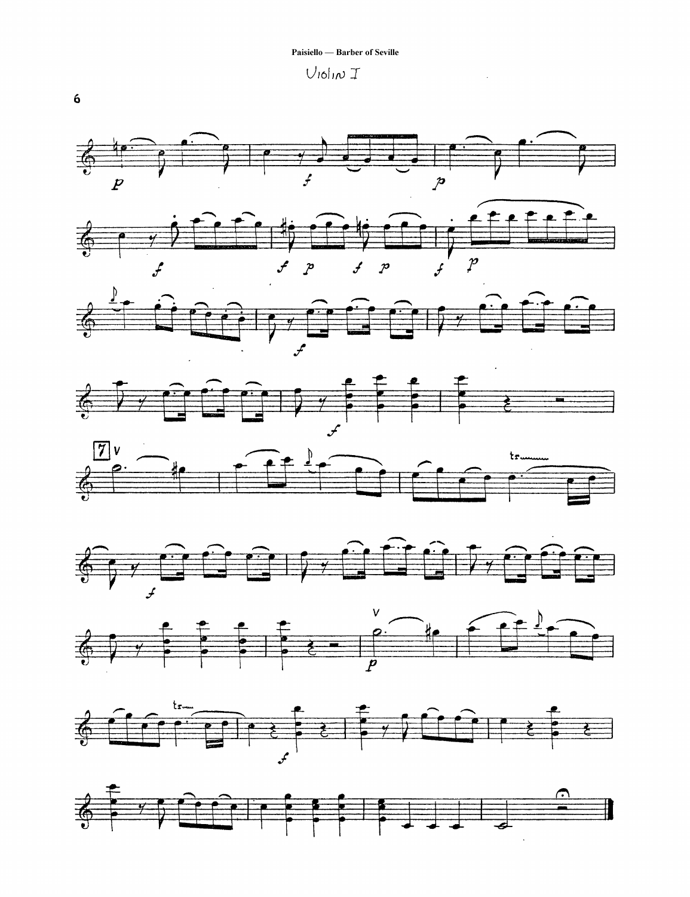Paisiello — Barber of Seville

Violin I